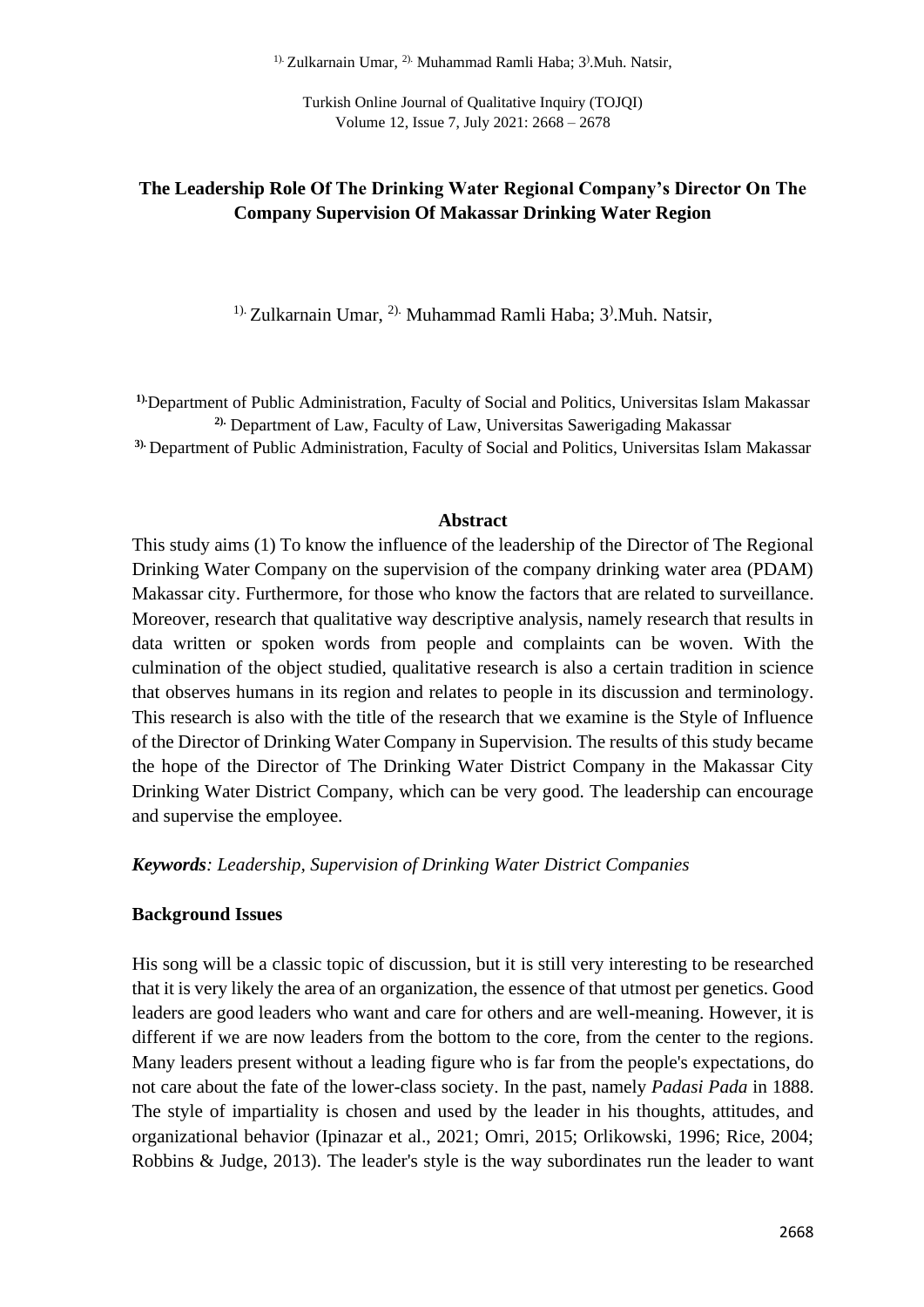# The Leadership Role Of The Drinking Water Regional Company's Director On The Company Supervision Of Makassar Drinking Water Region

[1)] Zulkarnain Umar, [2)] Muhammad Ramli Haba; [3)] Muh. Natsir,

[1)] Department of Public Administration, Faculty of Social and Politics, Universitas Islam Makassar
[2)] Department of Law, Faculty of Law, Universitas Sawerigading Makassar
[3)] Department of Public Administration, Faculty of Social and Politics, Universitas Islam Makassar

## Abstract

This study aims (1) To know the influence of the leadership of the Director of The Regional Drinking Water Company on the supervision of the company drinking water area (PDAM) Makassar city. Furthermore, for those who know the factors that are related to surveillance. Moreover, research that qualitative way descriptive analysis, namely research that results in data written or spoken words from people and complaints can be woven. With the culmination of the object studied, qualitative research is also a certain tradition in science that observes humans in its region and relates to people in its discussion and terminology. This research is also with the title of the research that we examine is the Style of Influence of the Director of Drinking Water Company in Supervision. The results of this study became the hope of the Director of The Drinking Water District Company in the Makassar City Drinking Water District Company, which can be very good. The leadership can encourage and supervise the employee.

***Keywords**: Leadership, Supervision of Drinking Water District Companies*

## Background Issues

His song will be a classic topic of discussion, but it is still very interesting to be researched that it is very likely the area of an organization, the essence of that utmost per genetics. Good leaders are good leaders who want and care for others and are well-meaning. However, it is different if we are now leaders from the bottom to the core, from the center to the regions. Many leaders present without a leading figure who is far from the people's expectations, do not care about the fate of the lower-class society. In the past, namely *Padasi Pada* in 1888. The style of impartiality is chosen and used by the leader in his thoughts, attitudes, and organizational behavior (Ipinazar et al., 2021; Omri, 2015; Orlikowski, 1996; Rice, 2004; Robbins & Judge, 2013). The leader's style is the way subordinates run the leader to want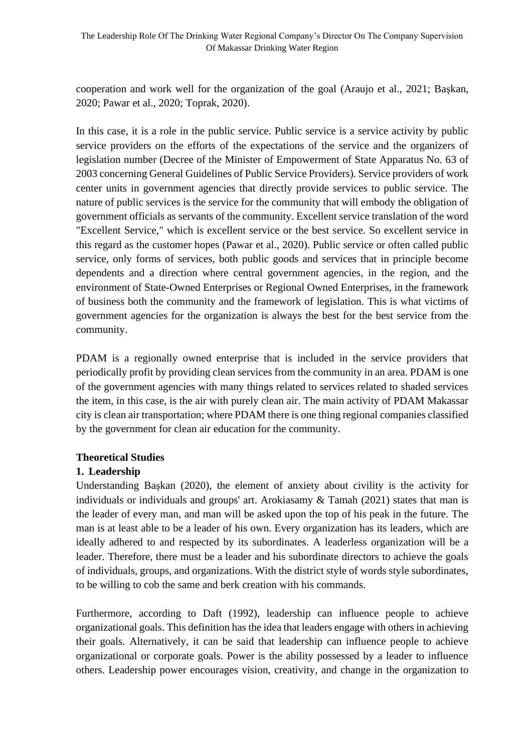cooperation and work well for the organization of the goal (Araujo et al., 2021; Başkan, 2020; Pawar et al., 2020; Toprak, 2020).

In this case, it is a role in the public service. Public service is a service activity by public service providers on the efforts of the expectations of the service and the organizers of legislation number (Decree of the Minister of Empowerment of State Apparatus No. 63 of 2003 concerning General Guidelines of Public Service Providers). Service providers of work center units in government agencies that directly provide services to public service. The nature of public services is the service for the community that will embody the obligation of government officials as servants of the community. Excellent service translation of the word "Excellent Service," which is excellent service or the best service. So excellent service in this regard as the customer hopes (Pawar et al., 2020). Public service or often called public service, only forms of services, both public goods and services that in principle become dependents and a direction where central government agencies, in the region, and the environment of State-Owned Enterprises or Regional Owned Enterprises, in the framework of business both the community and the framework of legislation. This is what victims of government agencies for the organization is always the best for the best service from the community.

PDAM is a regionally owned enterprise that is included in the service providers that periodically profit by providing clean services from the community in an area. PDAM is one of the government agencies with many things related to services related to shaded services the item, in this case, is the air with purely clean air. The main activity of PDAM Makassar city is clean air transportation; where PDAM there is one thing regional companies classified by the government for clean air education for the community.

## Theoretical Studies

### 1. Leadership

Understanding Başkan (2020), the element of anxiety about civility is the activity for individuals or individuals and groups' art. Arokiasamy & Tamah (2021) states that man is the leader of every man, and man will be asked upon the top of his peak in the future. The man is at least able to be a leader of his own. Every organization has its leaders, which are ideally adhered to and respected by its subordinates. A leaderless organization will be a leader. Therefore, there must be a leader and his subordinate directors to achieve the goals of individuals, groups, and organizations. With the district style of words style subordinates, to be willing to cob the same and berk creation with his commands.

Furthermore, according to Daft (1992), leadership can influence people to achieve organizational goals. This definition has the idea that leaders engage with others in achieving their goals. Alternatively, it can be said that leadership can influence people to achieve organizational or corporate goals. Power is the ability possessed by a leader to influence others. Leadership power encourages vision, creativity, and change in the organization to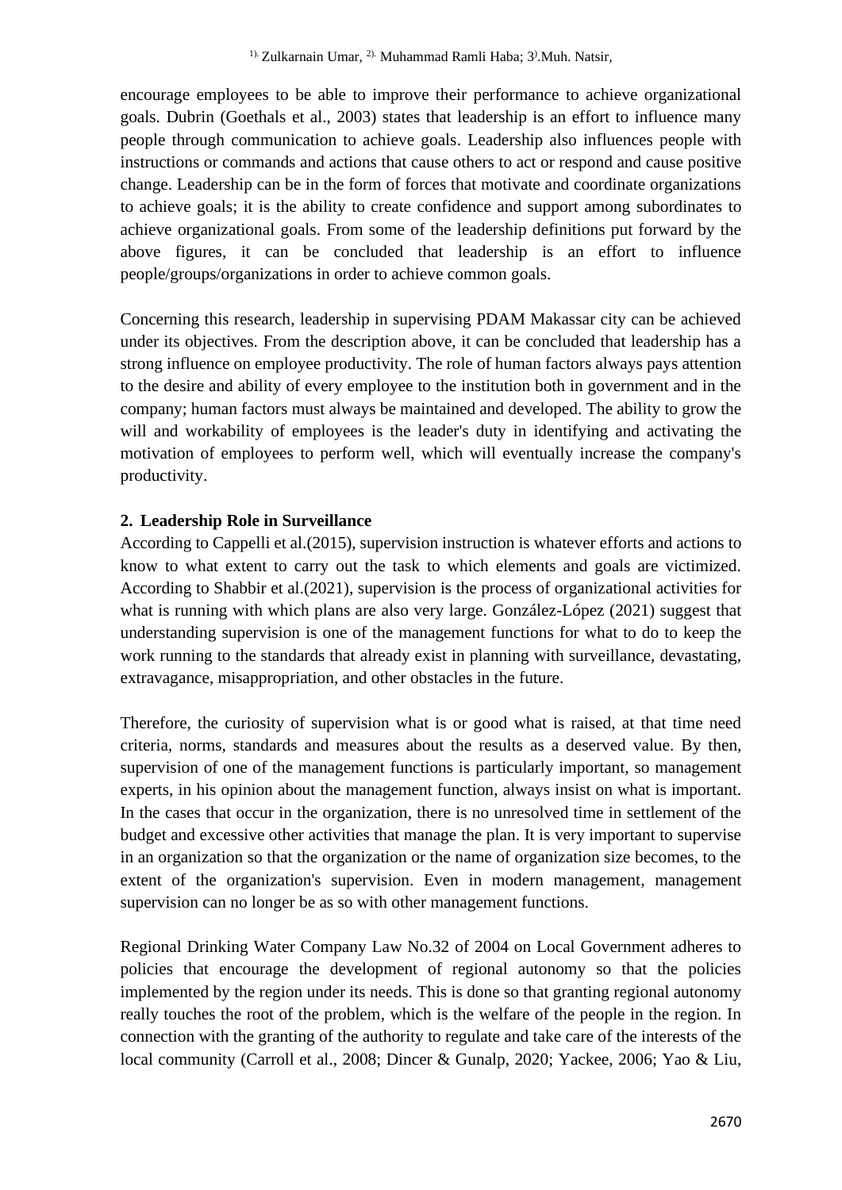encourage employees to be able to improve their performance to achieve organizational goals. Dubrin (Goethals et al., 2003) states that leadership is an effort to influence many people through communication to achieve goals. Leadership also influences people with instructions or commands and actions that cause others to act or respond and cause positive change. Leadership can be in the form of forces that motivate and coordinate organizations to achieve goals; it is the ability to create confidence and support among subordinates to achieve organizational goals. From some of the leadership definitions put forward by the above figures, it can be concluded that leadership is an effort to influence people/groups/organizations in order to achieve common goals.

Concerning this research, leadership in supervising PDAM Makassar city can be achieved under its objectives. From the description above, it can be concluded that leadership has a strong influence on employee productivity. The role of human factors always pays attention to the desire and ability of every employee to the institution both in government and in the company; human factors must always be maintained and developed. The ability to grow the will and workability of employees is the leader's duty in identifying and activating the motivation of employees to perform well, which will eventually increase the company's productivity.

### 2. Leadership Role in Surveillance

According to Cappelli et al.(2015), supervision instruction is whatever efforts and actions to know to what extent to carry out the task to which elements and goals are victimized. According to Shabbir et al.(2021), supervision is the process of organizational activities for what is running with which plans are also very large. González-López (2021) suggest that understanding supervision is one of the management functions for what to do to keep the work running to the standards that already exist in planning with surveillance, devastating, extravagance, misappropriation, and other obstacles in the future.

Therefore, the curiosity of supervision what is or good what is raised, at that time need criteria, norms, standards and measures about the results as a deserved value. By then, supervision of one of the management functions is particularly important, so management experts, in his opinion about the management function, always insist on what is important. In the cases that occur in the organization, there is no unresolved time in settlement of the budget and excessive other activities that manage the plan. It is very important to supervise in an organization so that the organization or the name of organization size becomes, to the extent of the organization's supervision. Even in modern management, management supervision can no longer be as so with other management functions.

Regional Drinking Water Company Law No.32 of 2004 on Local Government adheres to policies that encourage the development of regional autonomy so that the policies implemented by the region under its needs. This is done so that granting regional autonomy really touches the root of the problem, which is the welfare of the people in the region. In connection with the granting of the authority to regulate and take care of the interests of the local community (Carroll et al., 2008; Dincer & Gunalp, 2020; Yackee, 2006; Yao & Liu,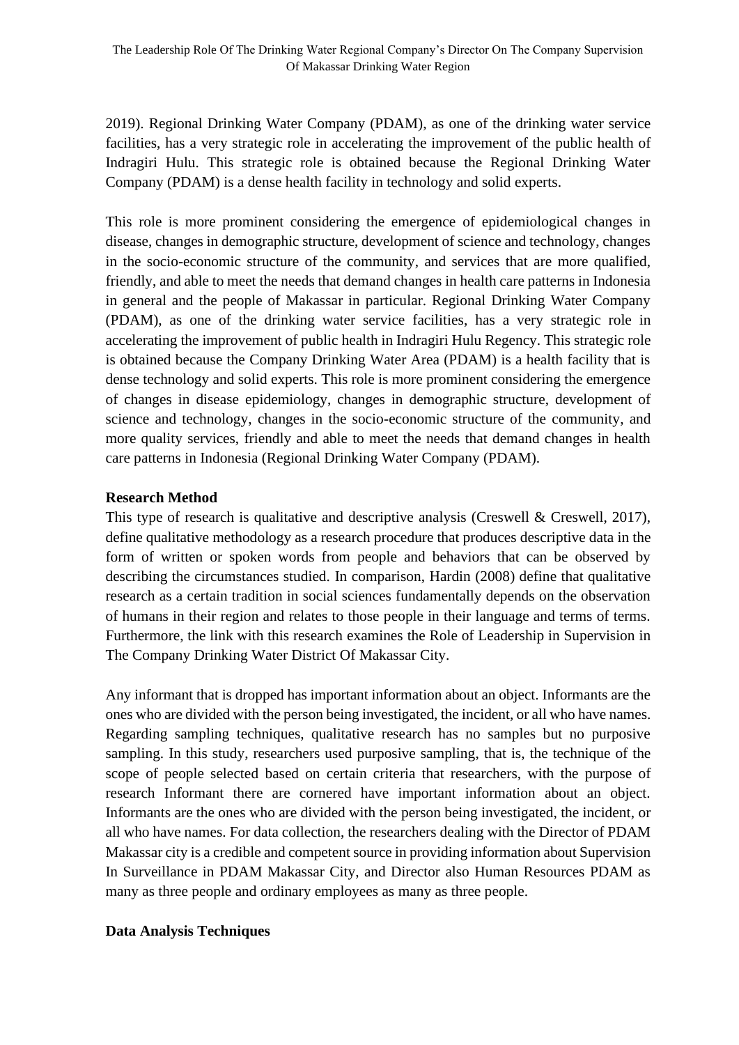2019). Regional Drinking Water Company (PDAM), as one of the drinking water service facilities, has a very strategic role in accelerating the improvement of the public health of Indragiri Hulu. This strategic role is obtained because the Regional Drinking Water Company (PDAM) is a dense health facility in technology and solid experts.

This role is more prominent considering the emergence of epidemiological changes in disease, changes in demographic structure, development of science and technology, changes in the socio-economic structure of the community, and services that are more qualified, friendly, and able to meet the needs that demand changes in health care patterns in Indonesia in general and the people of Makassar in particular. Regional Drinking Water Company (PDAM), as one of the drinking water service facilities, has a very strategic role in accelerating the improvement of public health in Indragiri Hulu Regency. This strategic role is obtained because the Company Drinking Water Area (PDAM) is a health facility that is dense technology and solid experts. This role is more prominent considering the emergence of changes in disease epidemiology, changes in demographic structure, development of science and technology, changes in the socio-economic structure of the community, and more quality services, friendly and able to meet the needs that demand changes in health care patterns in Indonesia (Regional Drinking Water Company (PDAM).

**Research Method**

This type of research is qualitative and descriptive analysis (Creswell & Creswell, 2017), define qualitative methodology as a research procedure that produces descriptive data in the form of written or spoken words from people and behaviors that can be observed by describing the circumstances studied. In comparison, Hardin (2008) define that qualitative research as a certain tradition in social sciences fundamentally depends on the observation of humans in their region and relates to those people in their language and terms of terms. Furthermore, the link with this research examines the Role of Leadership in Supervision in The Company Drinking Water District Of Makassar City.

Any informant that is dropped has important information about an object. Informants are the ones who are divided with the person being investigated, the incident, or all who have names. Regarding sampling techniques, qualitative research has no samples but no purposive sampling. In this study, researchers used purposive sampling, that is, the technique of the scope of people selected based on certain criteria that researchers, with the purpose of research Informant there are cornered have important information about an object. Informants are the ones who are divided with the person being investigated, the incident, or all who have names. For data collection, the researchers dealing with the Director of PDAM Makassar city is a credible and competent source in providing information about Supervision In Surveillance in PDAM Makassar City, and Director also Human Resources PDAM as many as three people and ordinary employees as many as three people.

**Data Analysis Techniques**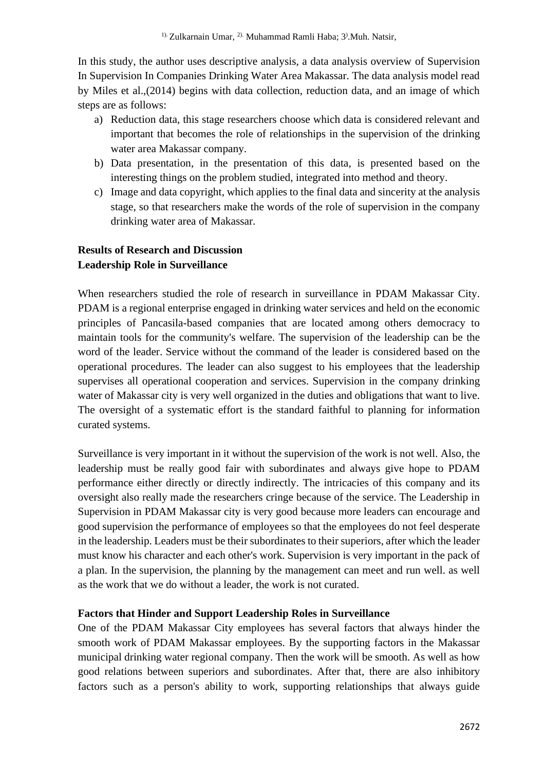In this study, the author uses descriptive analysis, a data analysis overview of Supervision In Supervision In Companies Drinking Water Area Makassar. The data analysis model read by Miles et al.,(2014) begins with data collection, reduction data, and an image of which steps are as follows:

a) Reduction data, this stage researchers choose which data is considered relevant and important that becomes the role of relationships in the supervision of the drinking water area Makassar company.
b) Data presentation, in the presentation of this data, is presented based on the interesting things on the problem studied, integrated into method and theory.
c) Image and data copyright, which applies to the final data and sincerity at the analysis stage, so that researchers make the words of the role of supervision in the company drinking water area of Makassar.

## Results of Research and Discussion

### Leadership Role in Surveillance

When researchers studied the role of research in surveillance in PDAM Makassar City. PDAM is a regional enterprise engaged in drinking water services and held on the economic principles of Pancasila-based companies that are located among others democracy to maintain tools for the community's welfare. The supervision of the leadership can be the word of the leader. Service without the command of the leader is considered based on the operational procedures. The leader can also suggest to his employees that the leadership supervises all operational cooperation and services. Supervision in the company drinking water of Makassar city is very well organized in the duties and obligations that want to live. The oversight of a systematic effort is the standard faithful to planning for information curated systems.

Surveillance is very important in it without the supervision of the work is not well. Also, the leadership must be really good fair with subordinates and always give hope to PDAM performance either directly or directly indirectly. The intricacies of this company and its oversight also really made the researchers cringe because of the service. The Leadership in Supervision in PDAM Makassar city is very good because more leaders can encourage and good supervision the performance of employees so that the employees do not feel desperate in the leadership. Leaders must be their subordinates to their superiors, after which the leader must know his character and each other's work. Supervision is very important in the pack of a plan. In the supervision, the planning by the management can meet and run well. as well as the work that we do without a leader, the work is not curated.

### Factors that Hinder and Support Leadership Roles in Surveillance

One of the PDAM Makassar City employees has several factors that always hinder the smooth work of PDAM Makassar employees. By the supporting factors in the Makassar municipal drinking water regional company. Then the work will be smooth. As well as how good relations between superiors and subordinates. After that, there are also inhibitory factors such as a person's ability to work, supporting relationships that always guide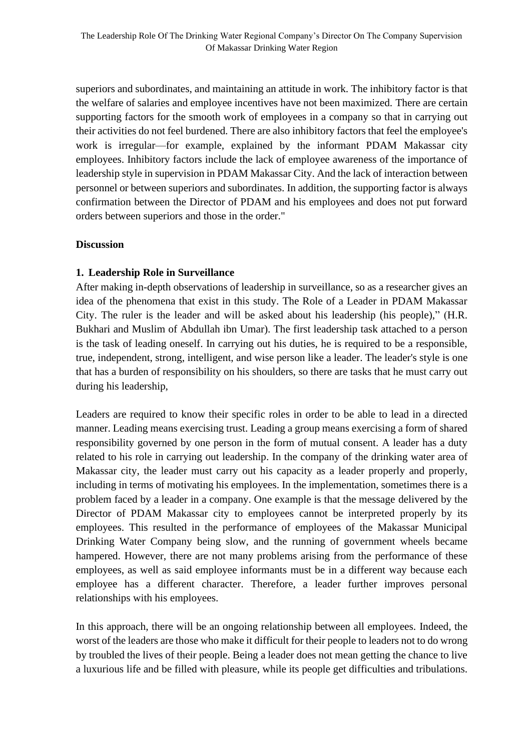superiors and subordinates, and maintaining an attitude in work. The inhibitory factor is that the welfare of salaries and employee incentives have not been maximized. There are certain supporting factors for the smooth work of employees in a company so that in carrying out their activities do not feel burdened. There are also inhibitory factors that feel the employee's work is irregular—for example, explained by the informant PDAM Makassar city employees. Inhibitory factors include the lack of employee awareness of the importance of leadership style in supervision in PDAM Makassar City. And the lack of interaction between personnel or between superiors and subordinates. In addition, the supporting factor is always confirmation between the Director of PDAM and his employees and does not put forward orders between superiors and those in the order."

**Discussion**

**1. Leadership Role in Surveillance**

After making in-depth observations of leadership in surveillance, so as a researcher gives an idea of the phenomena that exist in this study. The Role of a Leader in PDAM Makassar City. The ruler is the leader and will be asked about his leadership (his people)," (H.R. Bukhari and Muslim of Abdullah ibn Umar). The first leadership task attached to a person is the task of leading oneself. In carrying out his duties, he is required to be a responsible, true, independent, strong, intelligent, and wise person like a leader. The leader's style is one that has a burden of responsibility on his shoulders, so there are tasks that he must carry out during his leadership,

Leaders are required to know their specific roles in order to be able to lead in a directed manner. Leading means exercising trust. Leading a group means exercising a form of shared responsibility governed by one person in the form of mutual consent. A leader has a duty related to his role in carrying out leadership. In the company of the drinking water area of Makassar city, the leader must carry out his capacity as a leader properly and properly, including in terms of motivating his employees. In the implementation, sometimes there is a problem faced by a leader in a company. One example is that the message delivered by the Director of PDAM Makassar city to employees cannot be interpreted properly by its employees. This resulted in the performance of employees of the Makassar Municipal Drinking Water Company being slow, and the running of government wheels became hampered. However, there are not many problems arising from the performance of these employees, as well as said employee informants must be in a different way because each employee has a different character. Therefore, a leader further improves personal relationships with his employees.

In this approach, there will be an ongoing relationship between all employees. Indeed, the worst of the leaders are those who make it difficult for their people to leaders not to do wrong by troubled the lives of their people. Being a leader does not mean getting the chance to live a luxurious life and be filled with pleasure, while its people get difficulties and tribulations.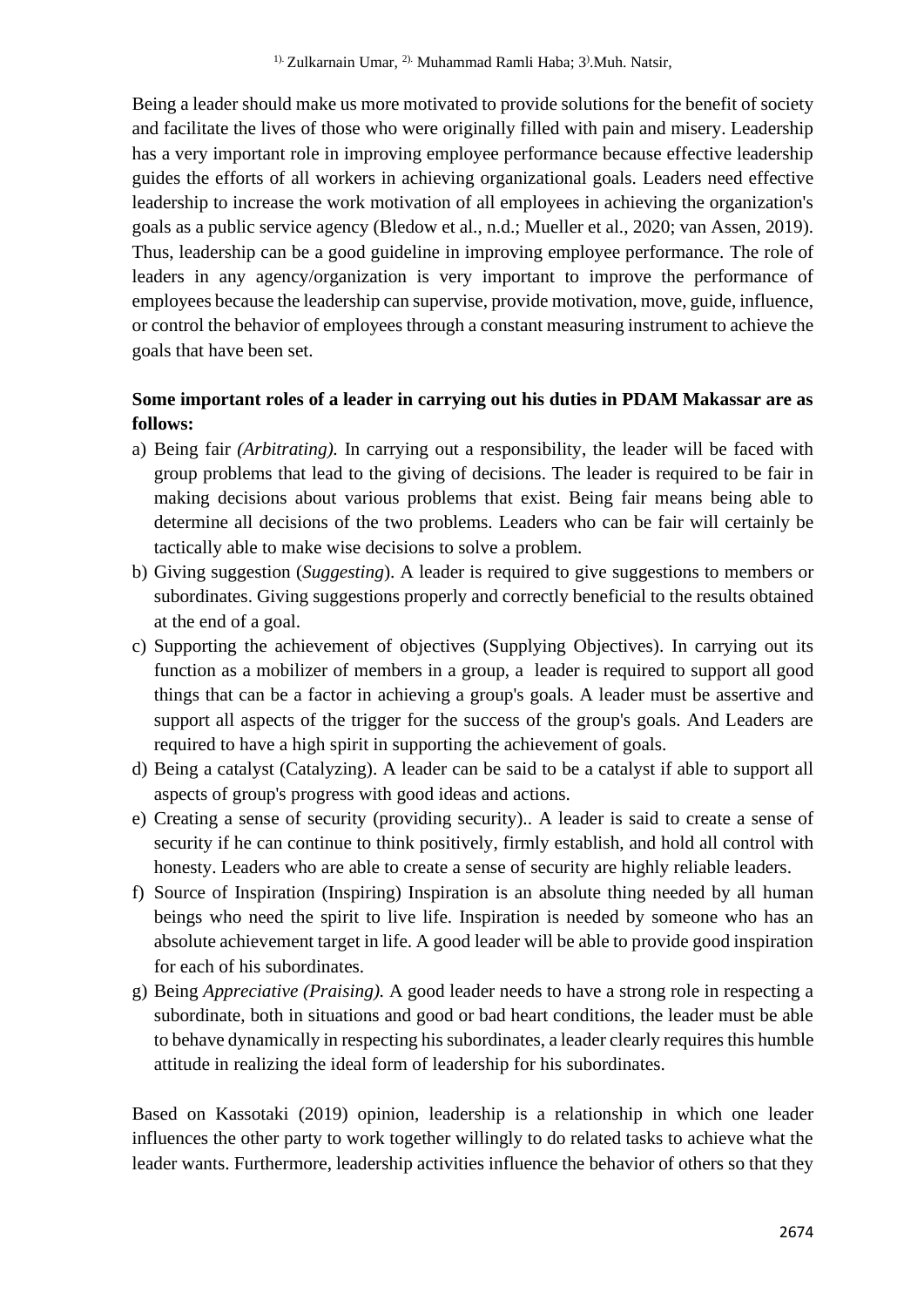Being a leader should make us more motivated to provide solutions for the benefit of society and facilitate the lives of those who were originally filled with pain and misery. Leadership has a very important role in improving employee performance because effective leadership guides the efforts of all workers in achieving organizational goals. Leaders need effective leadership to increase the work motivation of all employees in achieving the organization's goals as a public service agency (Bledow et al., n.d.; Mueller et al., 2020; van Assen, 2019). Thus, leadership can be a good guideline in improving employee performance. The role of leaders in any agency/organization is very important to improve the performance of employees because the leadership can supervise, provide motivation, move, guide, influence, or control the behavior of employees through a constant measuring instrument to achieve the goals that have been set.

**Some important roles of a leader in carrying out his duties in PDAM Makassar are as follows:**

a) Being fair *(Arbitrating).* In carrying out a responsibility, the leader will be faced with group problems that lead to the giving of decisions. The leader is required to be fair in making decisions about various problems that exist. Being fair means being able to determine all decisions of the two problems. Leaders who can be fair will certainly be tactically able to make wise decisions to solve a problem.
b) Giving suggestion (*Suggesting*). A leader is required to give suggestions to members or subordinates. Giving suggestions properly and correctly beneficial to the results obtained at the end of a goal.
c) Supporting the achievement of objectives (Supplying Objectives). In carrying out its function as a mobilizer of members in a group, a leader is required to support all good things that can be a factor in achieving a group's goals. A leader must be assertive and support all aspects of the trigger for the success of the group's goals. And Leaders are required to have a high spirit in supporting the achievement of goals.
d) Being a catalyst (Catalyzing). A leader can be said to be a catalyst if able to support all aspects of group's progress with good ideas and actions.
e) Creating a sense of security (providing security).. A leader is said to create a sense of security if he can continue to think positively, firmly establish, and hold all control with honesty. Leaders who are able to create a sense of security are highly reliable leaders.
f) Source of Inspiration (Inspiring) Inspiration is an absolute thing needed by all human beings who need the spirit to live life. Inspiration is needed by someone who has an absolute achievement target in life. A good leader will be able to provide good inspiration for each of his subordinates.
g) Being *Appreciative (Praising).* A good leader needs to have a strong role in respecting a subordinate, both in situations and good or bad heart conditions, the leader must be able to behave dynamically in respecting his subordinates, a leader clearly requires this humble attitude in realizing the ideal form of leadership for his subordinates.

Based on Kassotaki (2019) opinion, leadership is a relationship in which one leader influences the other party to work together willingly to do related tasks to achieve what the leader wants. Furthermore, leadership activities influence the behavior of others so that they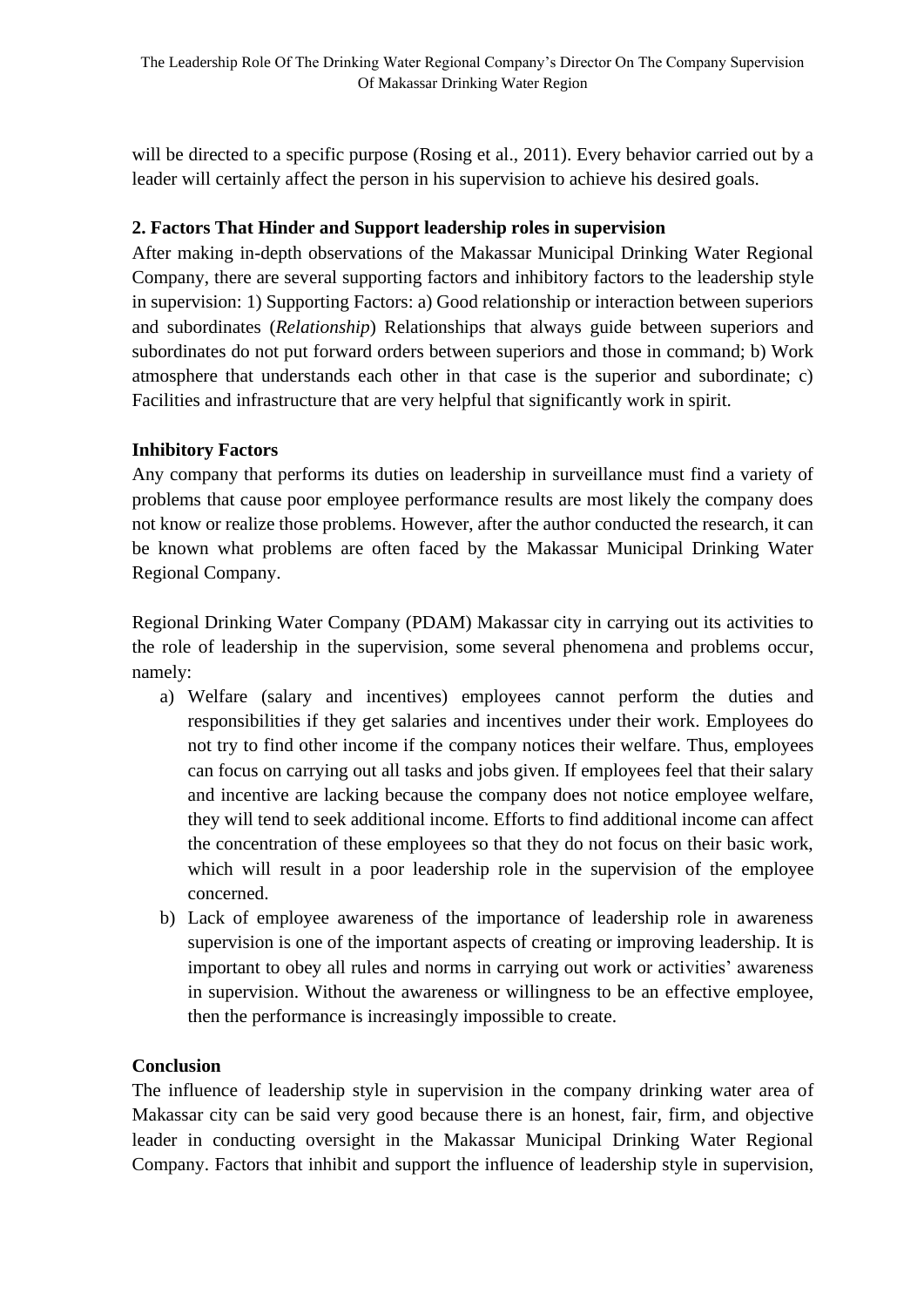will be directed to a specific purpose (Rosing et al., 2011). Every behavior carried out by a leader will certainly affect the person in his supervision to achieve his desired goals.

### 2. Factors That Hinder and Support leadership roles in supervision

After making in-depth observations of the Makassar Municipal Drinking Water Regional Company, there are several supporting factors and inhibitory factors to the leadership style in supervision: 1) Supporting Factors: a) Good relationship or interaction between superiors and subordinates (*Relationship*) Relationships that always guide between superiors and subordinates do not put forward orders between superiors and those in command; b) Work atmosphere that understands each other in that case is the superior and subordinate; c) Facilities and infrastructure that are very helpful that significantly work in spirit.

### Inhibitory Factors

Any company that performs its duties on leadership in surveillance must find a variety of problems that cause poor employee performance results are most likely the company does not know or realize those problems. However, after the author conducted the research, it can be known what problems are often faced by the Makassar Municipal Drinking Water Regional Company.

Regional Drinking Water Company (PDAM) Makassar city in carrying out its activities to the role of leadership in the supervision, some several phenomena and problems occur, namely:

a) Welfare (salary and incentives) employees cannot perform the duties and responsibilities if they get salaries and incentives under their work. Employees do not try to find other income if the company notices their welfare. Thus, employees can focus on carrying out all tasks and jobs given. If employees feel that their salary and incentive are lacking because the company does not notice employee welfare, they will tend to seek additional income. Efforts to find additional income can affect the concentration of these employees so that they do not focus on their basic work, which will result in a poor leadership role in the supervision of the employee concerned.
b) Lack of employee awareness of the importance of leadership role in awareness supervision is one of the important aspects of creating or improving leadership. It is important to obey all rules and norms in carrying out work or activities' awareness in supervision. Without the awareness or willingness to be an effective employee, then the performance is increasingly impossible to create.

## Conclusion

The influence of leadership style in supervision in the company drinking water area of Makassar city can be said very good because there is an honest, fair, firm, and objective leader in conducting oversight in the Makassar Municipal Drinking Water Regional Company. Factors that inhibit and support the influence of leadership style in supervision,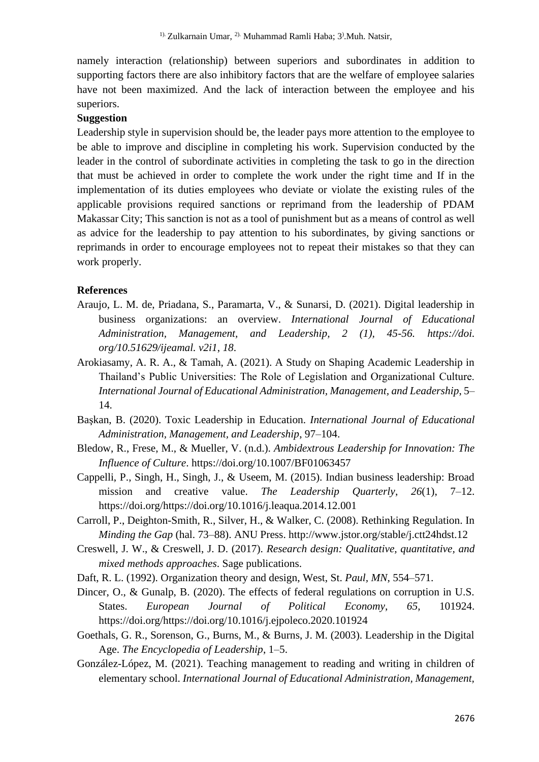namely interaction (relationship) between superiors and subordinates in addition to supporting factors there are also inhibitory factors that are the welfare of employee salaries have not been maximized. And the lack of interaction between the employee and his superiors.

**Suggestion**

Leadership style in supervision should be, the leader pays more attention to the employee to be able to improve and discipline in completing his work. Supervision conducted by the leader in the control of subordinate activities in completing the task to go in the direction that must be achieved in order to complete the work under the right time and If in the implementation of its duties employees who deviate or violate the existing rules of the applicable provisions required sanctions or reprimand from the leadership of PDAM Makassar City; This sanction is not as a tool of punishment but as a means of control as well as advice for the leadership to pay attention to his subordinates, by giving sanctions or reprimands in order to encourage employees not to repeat their mistakes so that they can work properly.

**References**

Araujo, L. M. de, Priadana, S., Paramarta, V., & Sunarsi, D. (2021). Digital leadership in business organizations: an overview. *International Journal of Educational Administration, Management, and Leadership, 2 (1), 45-56. https://doi. org/10.51629/ijeamal. v2i1, 18*.

Arokiasamy, A. R. A., & Tamah, A. (2021). A Study on Shaping Academic Leadership in Thailand's Public Universities: The Role of Legislation and Organizational Culture. *International Journal of Educational Administration, Management, and Leadership*, 5–14.

Başkan, B. (2020). Toxic Leadership in Education. *International Journal of Educational Administration, Management, and Leadership*, 97–104.

Bledow, R., Frese, M., & Mueller, V. (n.d.). *Ambidextrous Leadership for Innovation: The Influence of Culture*. https://doi.org/10.1007/BF01063457

Cappelli, P., Singh, H., Singh, J., & Useem, M. (2015). Indian business leadership: Broad mission and creative value. *The Leadership Quarterly*, *26*(1), 7–12. https://doi.org/https://doi.org/10.1016/j.leaqua.2014.12.001

Carroll, P., Deighton-Smith, R., Silver, H., & Walker, C. (2008). Rethinking Regulation. In *Minding the Gap* (hal. 73–88). ANU Press. http://www.jstor.org/stable/j.ctt24hdst.12

Creswell, J. W., & Creswell, J. D. (2017). *Research design: Qualitative, quantitative, and mixed methods approaches*. Sage publications.

Daft, R. L. (1992). Organization theory and design, West, St. *Paul, MN*, 554–571.

Dincer, O., & Gunalp, B. (2020). The effects of federal regulations on corruption in U.S. States. *European Journal of Political Economy*, *65*, 101924. https://doi.org/https://doi.org/10.1016/j.ejpoleco.2020.101924

Goethals, G. R., Sorenson, G., Burns, M., & Burns, J. M. (2003). Leadership in the Digital Age. *The Encyclopedia of Leadership*, 1–5.

González-López, M. (2021). Teaching management to reading and writing in children of elementary school. *International Journal of Educational Administration, Management,*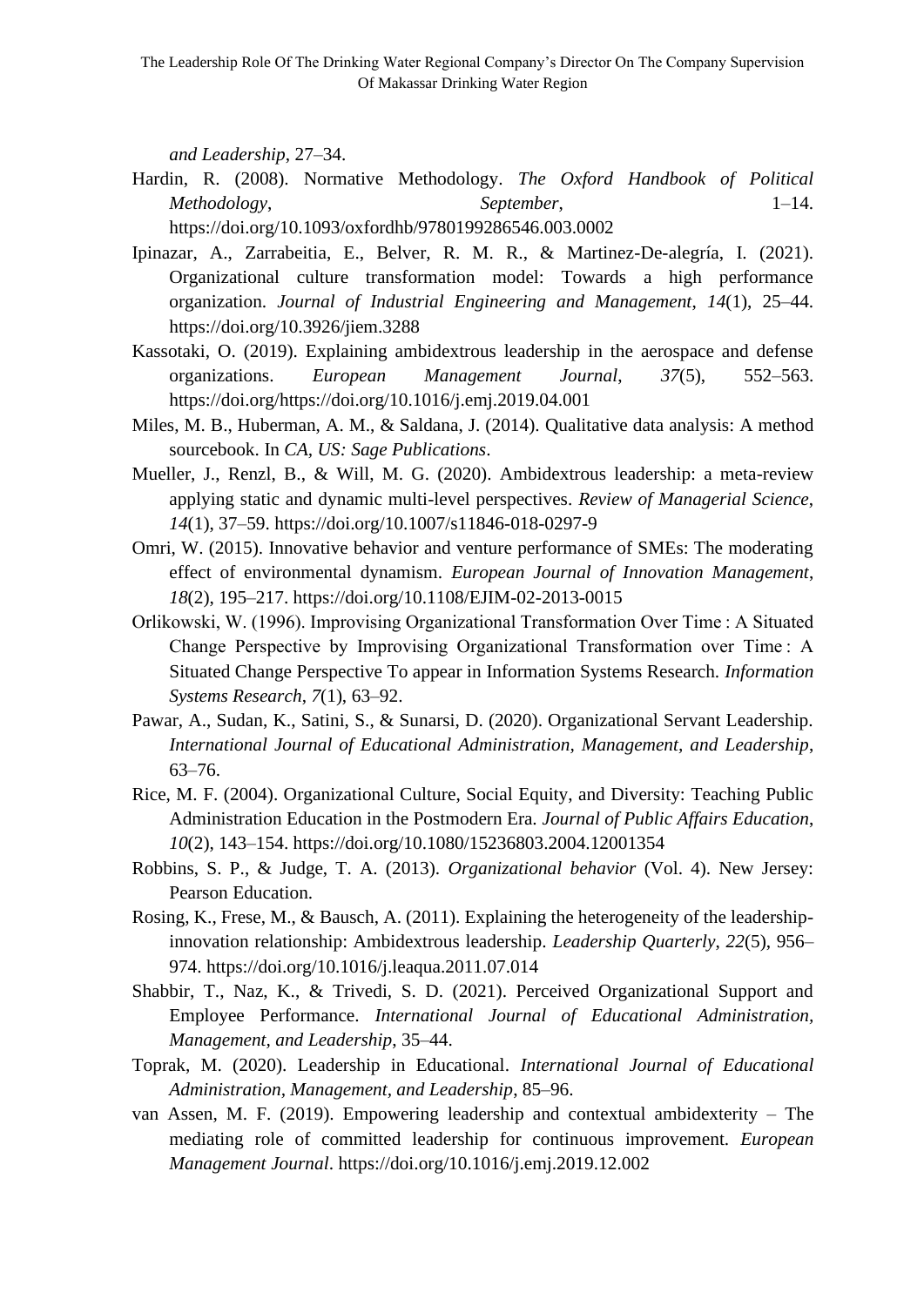*and Leadership*, 27–34.

Hardin, R. (2008). Normative Methodology. *The Oxford Handbook of Political Methodology*, *September*, 1–14. https://doi.org/10.1093/oxfordhb/9780199286546.003.0002

Ipinazar, A., Zarrabeitia, E., Belver, R. M. R., & Martinez-De-alegría, I. (2021). Organizational culture transformation model: Towards a high performance organization. *Journal of Industrial Engineering and Management*, *14*(1), 25–44. https://doi.org/10.3926/jiem.3288

Kassotaki, O. (2019). Explaining ambidextrous leadership in the aerospace and defense organizations. *European Management Journal*, *37*(5), 552–563. https://doi.org/https://doi.org/10.1016/j.emj.2019.04.001

Miles, M. B., Huberman, A. M., & Saldana, J. (2014). Qualitative data analysis: A method sourcebook. In *CA, US: Sage Publications*.

Mueller, J., Renzl, B., & Will, M. G. (2020). Ambidextrous leadership: a meta-review applying static and dynamic multi-level perspectives. *Review of Managerial Science*, *14*(1), 37–59. https://doi.org/10.1007/s11846-018-0297-9

Omri, W. (2015). Innovative behavior and venture performance of SMEs: The moderating effect of environmental dynamism. *European Journal of Innovation Management*, *18*(2), 195–217. https://doi.org/10.1108/EJIM-02-2013-0015

Orlikowski, W. (1996). Improvising Organizational Transformation Over Time : A Situated Change Perspective by Improvising Organizational Transformation over Time : A Situated Change Perspective To appear in Information Systems Research. *Information Systems Research*, *7*(1), 63–92.

Pawar, A., Sudan, K., Satini, S., & Sunarsi, D. (2020). Organizational Servant Leadership. *International Journal of Educational Administration, Management, and Leadership*, 63–76.

Rice, M. F. (2004). Organizational Culture, Social Equity, and Diversity: Teaching Public Administration Education in the Postmodern Era. *Journal of Public Affairs Education*, *10*(2), 143–154. https://doi.org/10.1080/15236803.2004.12001354

Robbins, S. P., & Judge, T. A. (2013). *Organizational behavior* (Vol. 4). New Jersey: Pearson Education.

Rosing, K., Frese, M., & Bausch, A. (2011). Explaining the heterogeneity of the leadership-innovation relationship: Ambidextrous leadership. *Leadership Quarterly*, *22*(5), 956–974. https://doi.org/10.1016/j.leaqua.2011.07.014

Shabbir, T., Naz, K., & Trivedi, S. D. (2021). Perceived Organizational Support and Employee Performance. *International Journal of Educational Administration, Management, and Leadership*, 35–44.

Toprak, M. (2020). Leadership in Educational. *International Journal of Educational Administration, Management, and Leadership*, 85–96.

van Assen, M. F. (2019). Empowering leadership and contextual ambidexterity – The mediating role of committed leadership for continuous improvement. *European Management Journal*. https://doi.org/10.1016/j.emj.2019.12.002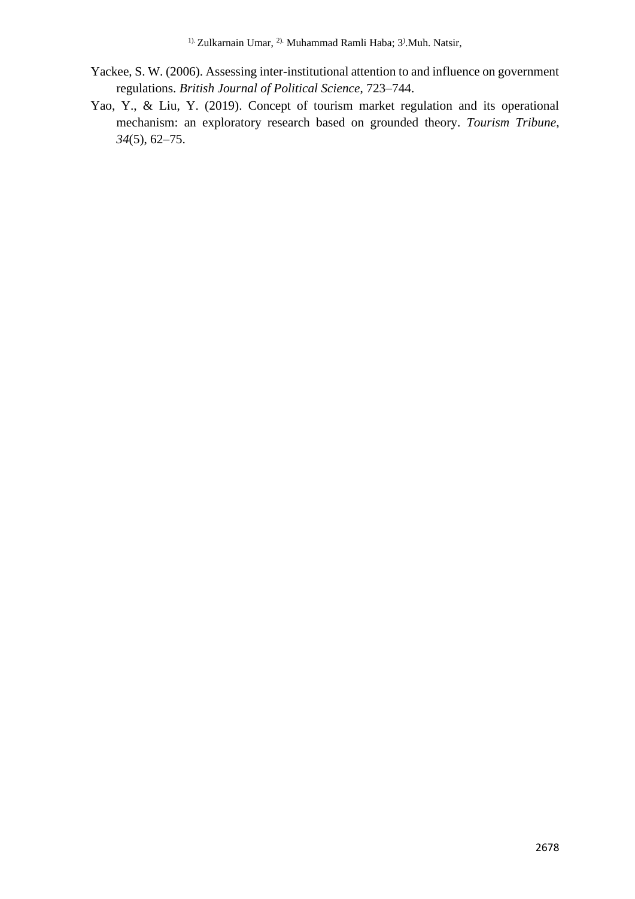Yackee, S. W. (2006). Assessing inter-institutional attention to and influence on government regulations. *British Journal of Political Science*, 723–744.

Yao, Y., & Liu, Y. (2019). Concept of tourism market regulation and its operational mechanism: an exploratory research based on grounded theory. *Tourism Tribune*, *34*(5), 62–75.